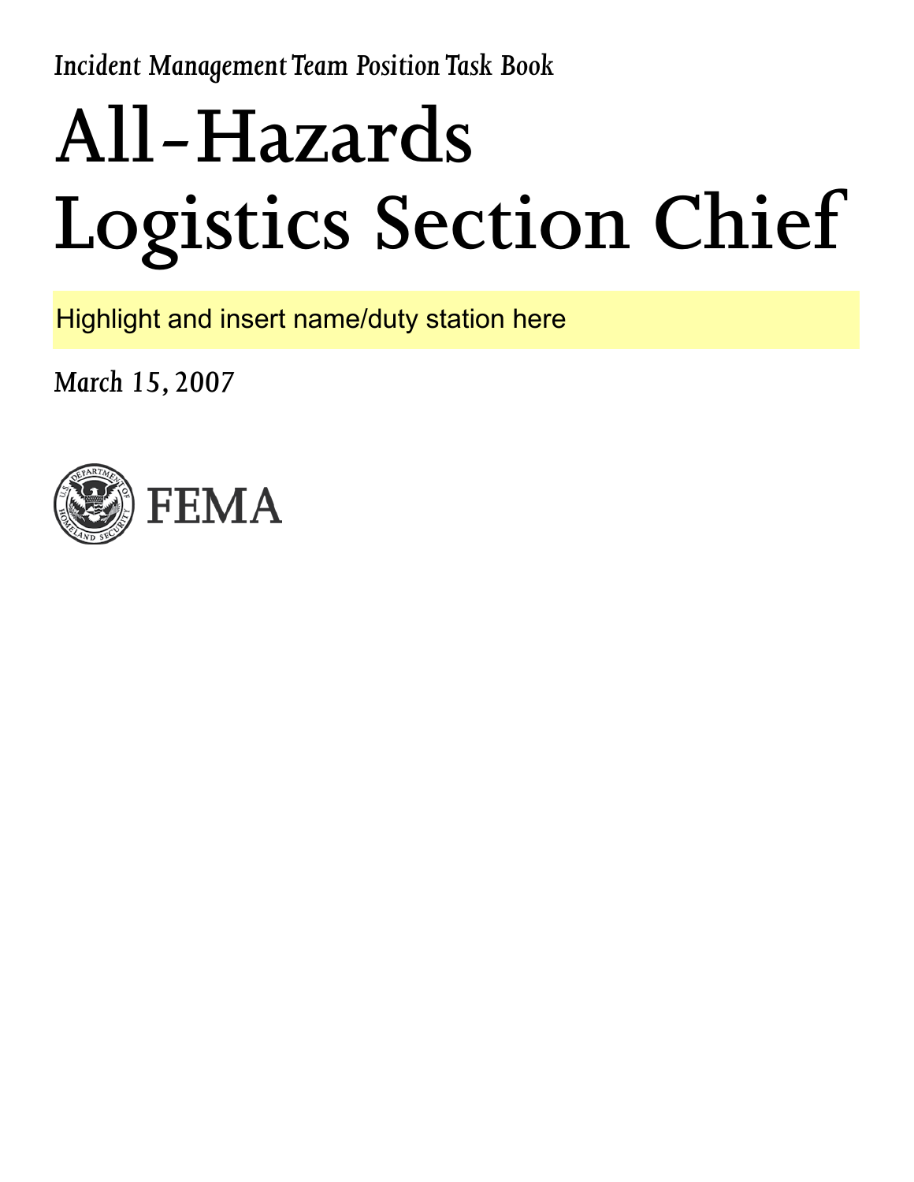*Incident Management Team Position Task Book*

# All-Hazards Logistics Section Chief

Highlight and insert name/duty station here

*March 15, 2007*

FEMA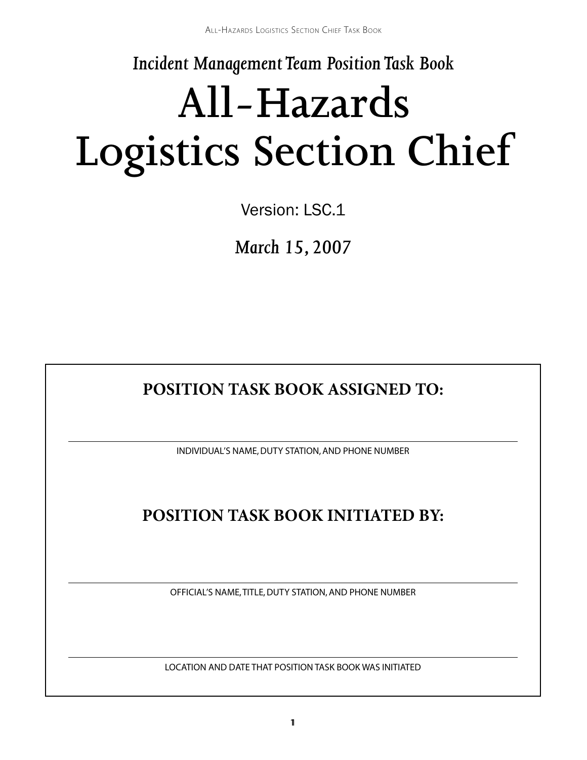*Incident Management Team Position Task Book*

# All-Hazards Logistics Section Chief

Version: LSC.1

*March 15, 2007*

---

**POSITION TASK BOOK ASSIGNED TO:**

\_\_\_\_\_\_\_\_\_\_\_\_\_\_\_\_\_\_\_\_\_\_\_\_\_\_\_\_\_\_\_\_\_\_\_\_\_\_\_\_

INDIVIDUAL'S NAME, DUTY STATION, AND PHONE NUMBER

**POSITION TASK BOOK INITIATED BY:**

\_\_\_\_\_\_\_\_\_\_\_\_\_\_\_\_\_\_\_\_\_\_\_\_\_\_\_\_\_\_\_\_\_\_\_\_\_\_\_\_

OFFICIAL'S NAME, TITLE, DUTY STATION, AND PHONE NUMBER

\_\_\_\_\_\_\_\_\_\_\_\_\_\_\_\_\_\_\_\_\_\_\_\_\_\_\_\_\_\_\_\_\_\_\_\_\_\_\_\_

LOCATION AND DATE THAT POSITION TASK BOOK WAS INITIATED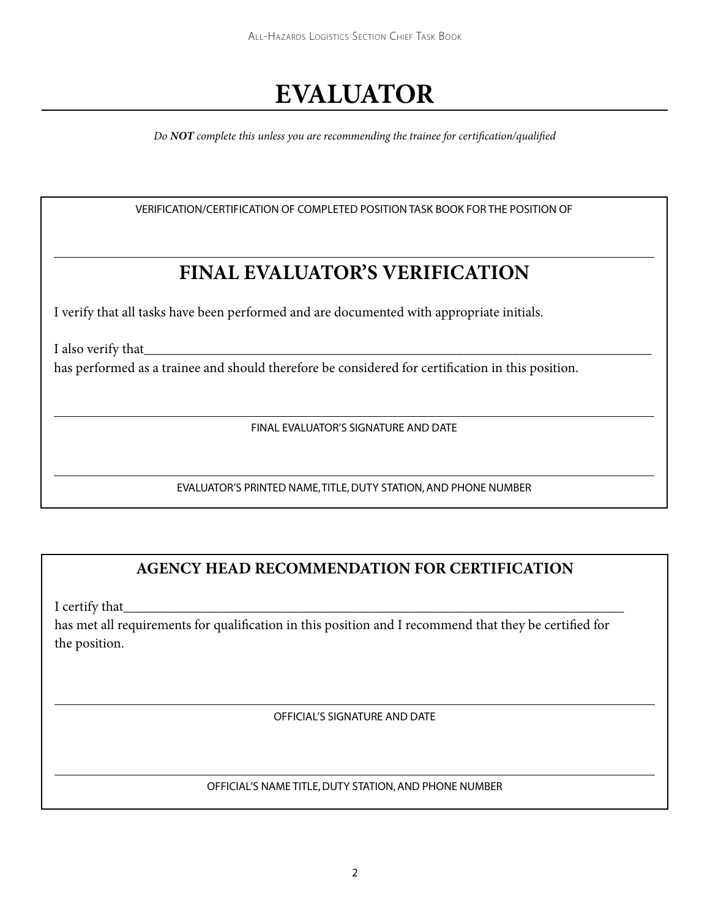# EVALUATOR

*Do **NOT** complete this unless you are recommending the trainee for certification/qualified*

VERIFICATION/CERTIFICATION OF COMPLETED POSITION TASK BOOK FOR THE POSITION OF

## FINAL EVALUATOR'S VERIFICATION

I verify that all tasks have been performed and are documented with appropriate initials.

I also verify that_______________________________________________________________________________
has performed as a trainee and should therefore be considered for certification in this position.

FINAL EVALUATOR'S SIGNATURE AND DATE

EVALUATOR'S PRINTED NAME, TITLE, DUTY STATION, AND PHONE NUMBER

## AGENCY HEAD RECOMMENDATION FOR CERTIFICATION

I certify that_____________________________________________________________________________
has met all requirements for qualification in this position and I recommend that they be certified for the position.

OFFICIAL'S SIGNATURE AND DATE

OFFICIAL'S NAME TITLE, DUTY STATION, AND PHONE NUMBER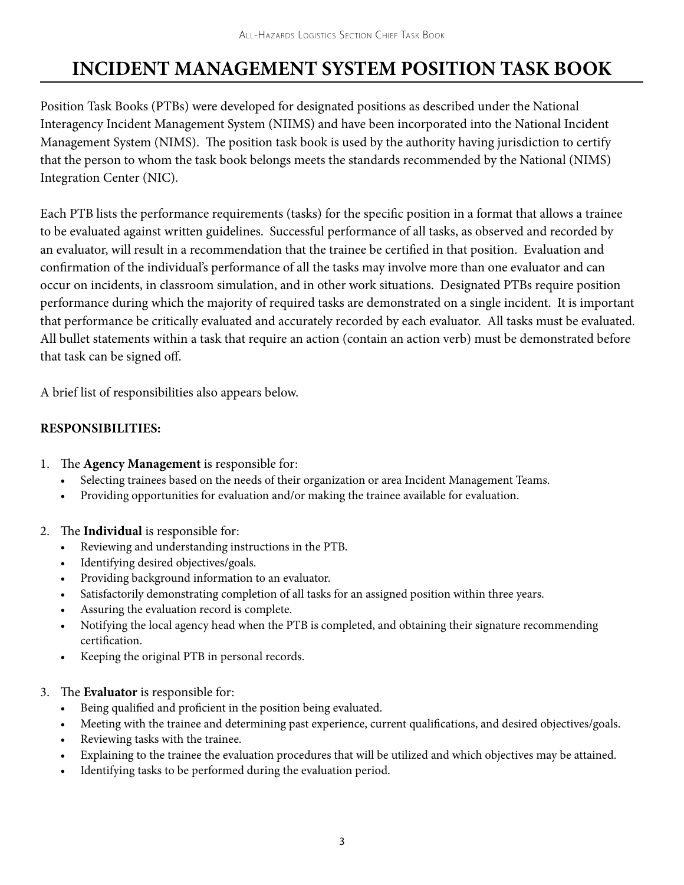# INCIDENT MANAGEMENT SYSTEM POSITION TASK BOOK

Position Task Books (PTBs) were developed for designated positions as described under the National Interagency Incident Management System (NIIMS) and have been incorporated into the National Incident Management System (NIMS). The position task book is used by the authority having jurisdiction to certify that the person to whom the task book belongs meets the standards recommended by the National (NIMS) Integration Center (NIC).

Each PTB lists the performance requirements (tasks) for the specific position in a format that allows a trainee to be evaluated against written guidelines. Successful performance of all tasks, as observed and recorded by an evaluator, will result in a recommendation that the trainee be certified in that position. Evaluation and confirmation of the individual's performance of all the tasks may involve more than one evaluator and can occur on incidents, in classroom simulation, and in other work situations. Designated PTBs require position performance during which the majority of required tasks are demonstrated on a single incident. It is important that performance be critically evaluated and accurately recorded by each evaluator. All tasks must be evaluated. All bullet statements within a task that require an action (contain an action verb) must be demonstrated before that task can be signed off.

A brief list of responsibilities also appears below.

**RESPONSIBILITIES:**

1. The **Agency Management** is responsible for:
   - Selecting trainees based on the needs of their organization or area Incident Management Teams.
   - Providing opportunities for evaluation and/or making the trainee available for evaluation.

2. The **Individual** is responsible for:
   - Reviewing and understanding instructions in the PTB.
   - Identifying desired objectives/goals.
   - Providing background information to an evaluator.
   - Satisfactorily demonstrating completion of all tasks for an assigned position within three years.
   - Assuring the evaluation record is complete.
   - Notifying the local agency head when the PTB is completed, and obtaining their signature recommending certification.
   - Keeping the original PTB in personal records.

3. The **Evaluator** is responsible for:
   - Being qualified and proficient in the position being evaluated.
   - Meeting with the trainee and determining past experience, current qualifications, and desired objectives/goals.
   - Reviewing tasks with the trainee.
   - Explaining to the trainee the evaluation procedures that will be utilized and which objectives may be attained.
   - Identifying tasks to be performed during the evaluation period.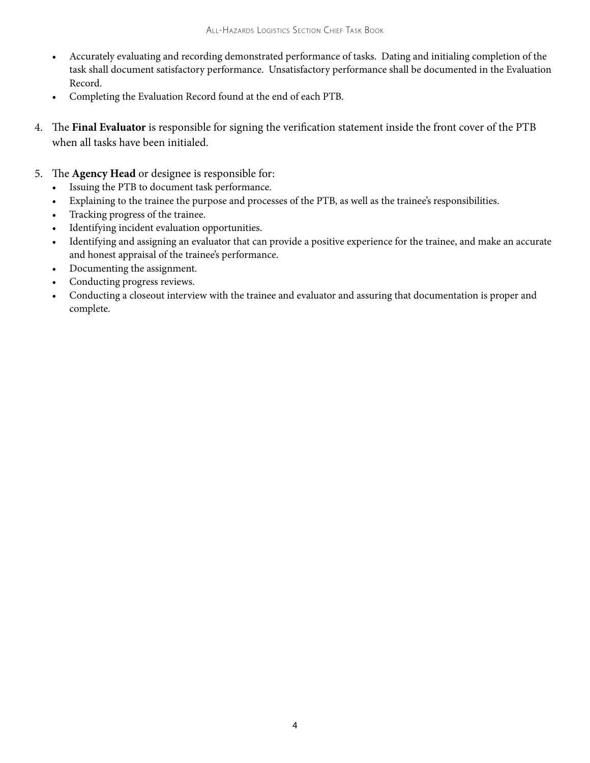- Accurately evaluating and recording demonstrated performance of tasks. Dating and initialing completion of the task shall document satisfactory performance. Unsatisfactory performance shall be documented in the Evaluation Record.
- Completing the Evaluation Record found at the end of each PTB.

4. The **Final Evaluator** is responsible for signing the verification statement inside the front cover of the PTB when all tasks have been initialed.

5. The **Agency Head** or designee is responsible for:
   - Issuing the PTB to document task performance.
   - Explaining to the trainee the purpose and processes of the PTB, as well as the trainee's responsibilities.
   - Tracking progress of the trainee.
   - Identifying incident evaluation opportunities.
   - Identifying and assigning an evaluator that can provide a positive experience for the trainee, and make an accurate and honest appraisal of the trainee's performance.
   - Documenting the assignment.
   - Conducting progress reviews.
   - Conducting a closeout interview with the trainee and evaluator and assuring that documentation is proper and complete.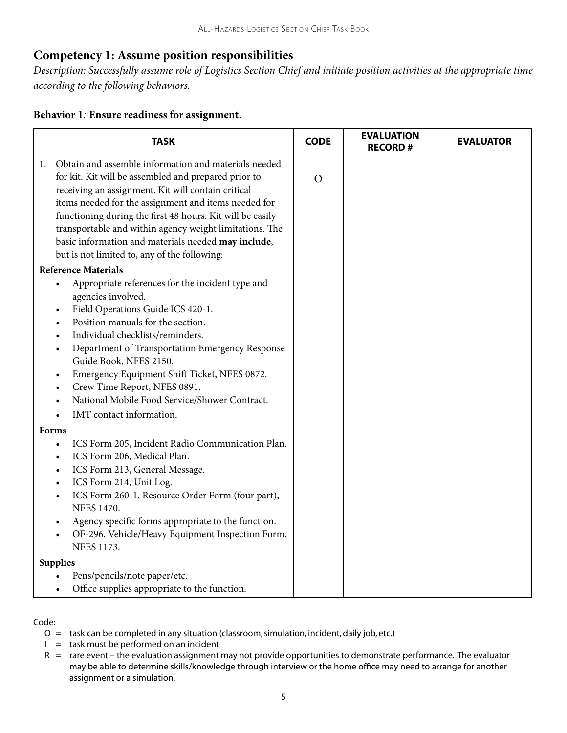## Competency 1: Assume position responsibilities

*Description: Successfully assume role of Logistics Section Chief and initiate position activities at the appropriate time according to the following behaviors.*

### Behavior 1: Ensure readiness for assignment.

| TASK | CODE | EVALUATION RECORD # | EVALUATOR |
|---|---|---|---|
| 1. Obtain and assemble information and materials needed for kit. Kit will be assembled and prepared prior to receiving an assignment. Kit will contain critical items needed for the assignment and items needed for functioning during the first 48 hours. Kit will be easily transportable and within agency weight limitations. The basic information and materials needed **may include**, but is not limited to, any of the following:<br>**Reference Materials**<br>• Appropriate references for the incident type and agencies involved.<br>• Field Operations Guide ICS 420-1.<br>• Position manuals for the section.<br>• Individual checklists/reminders.<br>• Department of Transportation Emergency Response Guide Book, NFES 2150.<br>• Emergency Equipment Shift Ticket, NFES 0872.<br>• Crew Time Report, NFES 0891.<br>• National Mobile Food Service/Shower Contract.<br>• IMT contact information.<br>**Forms**<br>• ICS Form 205, Incident Radio Communication Plan.<br>• ICS Form 206, Medical Plan.<br>• ICS Form 213, General Message.<br>• ICS Form 214, Unit Log.<br>• ICS Form 260-1, Resource Order Form (four part), NFES 1470.<br>• Agency specific forms appropriate to the function.<br>• OF-296, Vehicle/Heavy Equipment Inspection Form, NFES 1173.<br>**Supplies**<br>• Pens/pencils/note paper/etc.<br>• Office supplies appropriate to the function. | O | | |

Code:

O = task can be completed in any situation (classroom, simulation, incident, daily job, etc.)

I = task must be performed on an incident

R = rare event – the evaluation assignment may not provide opportunities to demonstrate performance. The evaluator may be able to determine skills/knowledge through interview or the home office may need to arrange for another assignment or a simulation.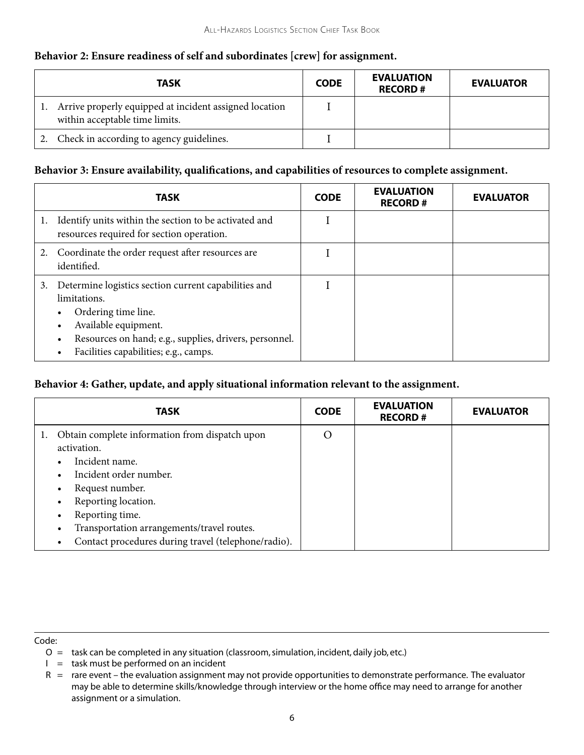**Behavior 2: Ensure readiness of self and subordinates [crew] for assignment.**

| TASK | CODE | EVALUATION RECORD # | EVALUATOR |
|---|---|---|---|
| 1. Arrive properly equipped at incident assigned location within acceptable time limits. | I | | |
| 2. Check in according to agency guidelines. | I | | |

**Behavior 3: Ensure availability, qualifications, and capabilities of resources to complete assignment.**

| TASK | CODE | EVALUATION RECORD # | EVALUATOR |
|---|---|---|---|
| 1. Identify units within the section to be activated and resources required for section operation. | I | | |
| 2. Coordinate the order request after resources are identified. | I | | |
| 3. Determine logistics section current capabilities and limitations.<br>• Ordering time line.<br>• Available equipment.<br>• Resources on hand; e.g., supplies, drivers, personnel.<br>• Facilities capabilities; e.g., camps. | I | | |

**Behavior 4: Gather, update, and apply situational information relevant to the assignment.**

| TASK | CODE | EVALUATION RECORD # | EVALUATOR |
|---|---|---|---|
| 1. Obtain complete information from dispatch upon activation.<br>• Incident name.<br>• Incident order number.<br>• Request number.<br>• Reporting location.<br>• Reporting time.<br>• Transportation arrangements/travel routes.<br>• Contact procedures during travel (telephone/radio). | O | | |

Code:

O = task can be completed in any situation (classroom, simulation, incident, daily job, etc.)

I = task must be performed on an incident

R = rare event – the evaluation assignment may not provide opportunities to demonstrate performance. The evaluator may be able to determine skills/knowledge through interview or the home office may need to arrange for another assignment or a simulation.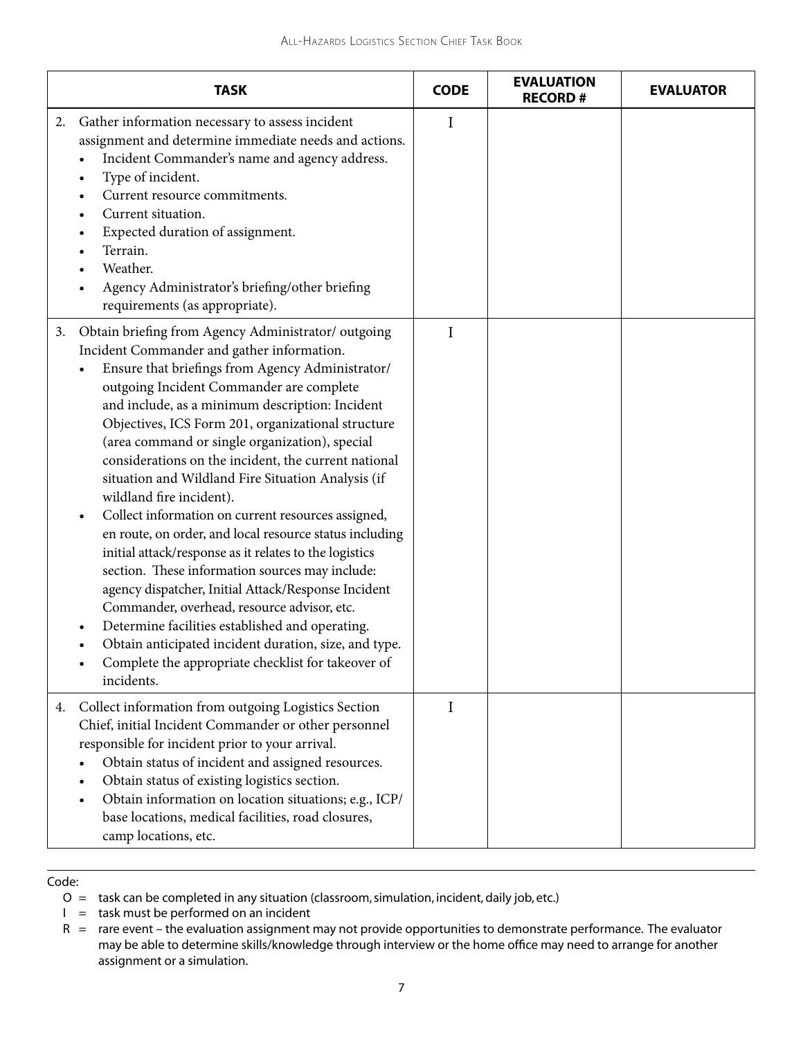| TASK | CODE | EVALUATION RECORD # | EVALUATOR |
|---|---|---|---|
| 2. Gather information necessary to assess incident assignment and determine immediate needs and actions.<br>• Incident Commander's name and agency address.<br>• Type of incident.<br>• Current resource commitments.<br>• Current situation.<br>• Expected duration of assignment.<br>• Terrain.<br>• Weather.<br>• Agency Administrator's briefing/other briefing requirements (as appropriate). | I | | |
| 3. Obtain briefing from Agency Administrator/ outgoing Incident Commander and gather information.<br>• Ensure that briefings from Agency Administrator/ outgoing Incident Commander are complete and include, as a minimum description: Incident Objectives, ICS Form 201, organizational structure (area command or single organization), special considerations on the incident, the current national situation and Wildland Fire Situation Analysis (if wildland fire incident).<br>• Collect information on current resources assigned, en route, on order, and local resource status including initial attack/response as it relates to the logistics section. These information sources may include: agency dispatcher, Initial Attack/Response Incident Commander, overhead, resource advisor, etc.<br>• Determine facilities established and operating.<br>• Obtain anticipated incident duration, size, and type.<br>• Complete the appropriate checklist for takeover of incidents. | I | | |
| 4. Collect information from outgoing Logistics Section Chief, initial Incident Commander or other personnel responsible for incident prior to your arrival.<br>• Obtain status of incident and assigned resources.<br>• Obtain status of existing logistics section.<br>• Obtain information on location situations; e.g., ICP/ base locations, medical facilities, road closures, camp locations, etc. | I | | |

Code:

O = task can be completed in any situation (classroom, simulation, incident, daily job, etc.)

I = task must be performed on an incident

R = rare event – the evaluation assignment may not provide opportunities to demonstrate performance. The evaluator may be able to determine skills/knowledge through interview or the home office may need to arrange for another assignment or a simulation.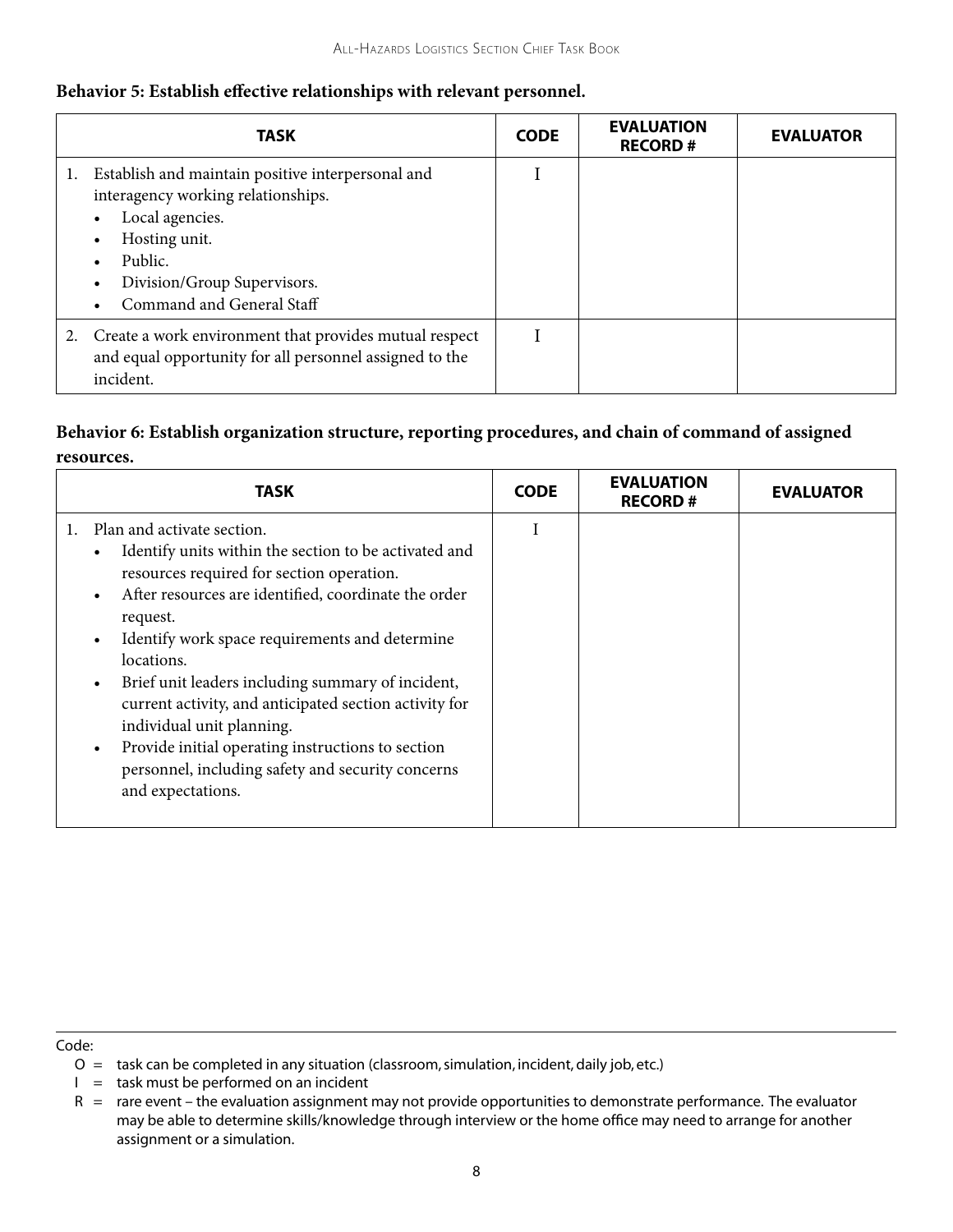**Behavior 5: Establish effective relationships with relevant personnel.**

| TASK | CODE | EVALUATION RECORD # | EVALUATOR |
|---|---|---|---|
| 1. Establish and maintain positive interpersonal and interagency working relationships.<br>• Local agencies.<br>• Hosting unit.<br>• Public.<br>• Division/Group Supervisors.<br>• Command and General Staff | I | | |
| 2. Create a work environment that provides mutual respect and equal opportunity for all personnel assigned to the incident. | I | | |

**Behavior 6: Establish organization structure, reporting procedures, and chain of command of assigned resources.**

| TASK | CODE | EVALUATION RECORD # | EVALUATOR |
|---|---|---|---|
| 1. Plan and activate section.<br>• Identify units within the section to be activated and resources required for section operation.<br>• After resources are identified, coordinate the order request.<br>• Identify work space requirements and determine locations.<br>• Brief unit leaders including summary of incident, current activity, and anticipated section activity for individual unit planning.<br>• Provide initial operating instructions to section personnel, including safety and security concerns and expectations. | I | | |

Code:

O = task can be completed in any situation (classroom, simulation, incident, daily job, etc.)

I = task must be performed on an incident

R = rare event – the evaluation assignment may not provide opportunities to demonstrate performance. The evaluator may be able to determine skills/knowledge through interview or the home office may need to arrange for another assignment or a simulation.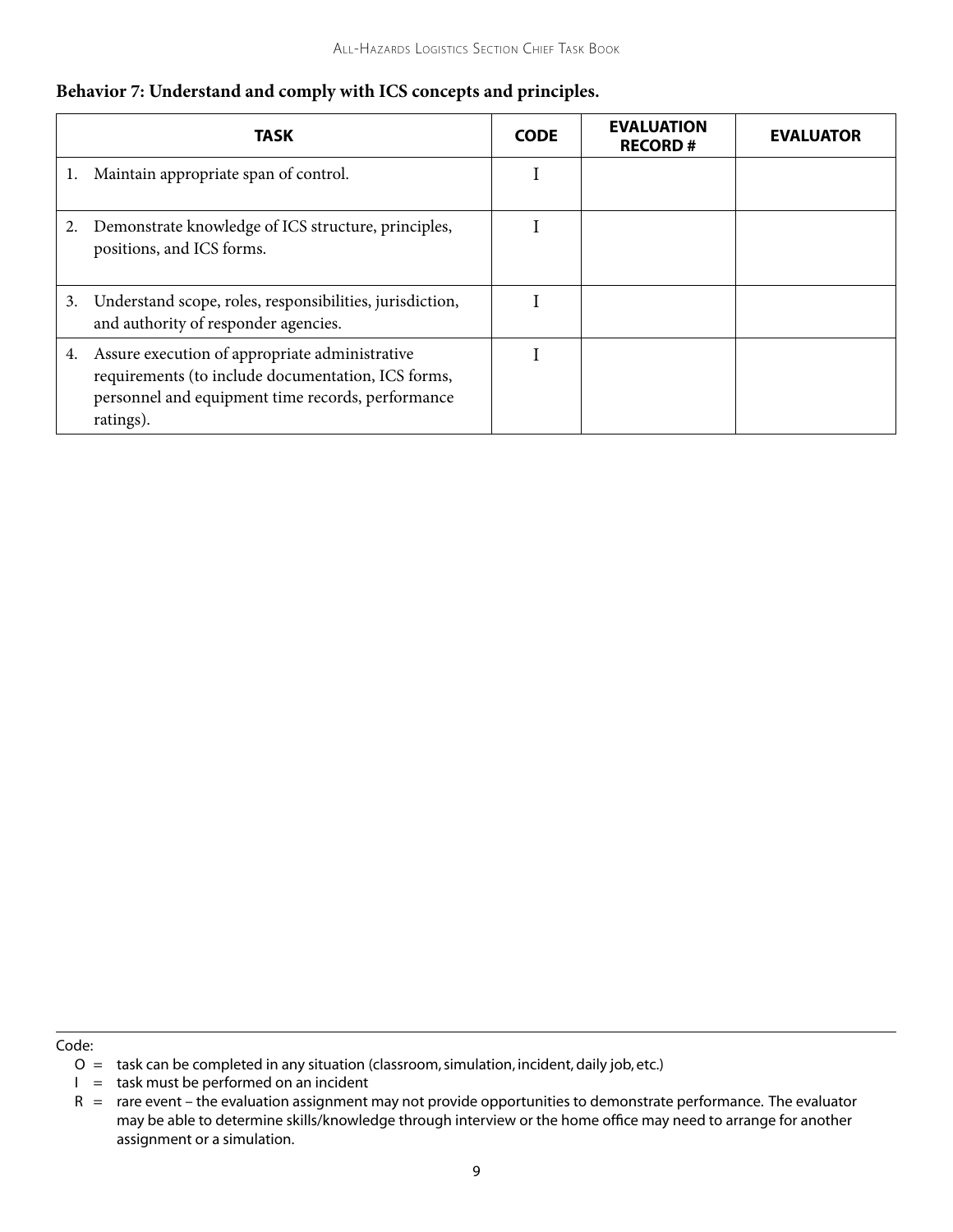**Behavior 7: Understand and comply with ICS concepts and principles.**

| TASK | CODE | EVALUATION RECORD # | EVALUATOR |
|---|---|---|---|
| 1. Maintain appropriate span of control. | I | | |
| 2. Demonstrate knowledge of ICS structure, principles, positions, and ICS forms. | I | | |
| 3. Understand scope, roles, responsibilities, jurisdiction, and authority of responder agencies. | I | | |
| 4. Assure execution of appropriate administrative requirements (to include documentation, ICS forms, personnel and equipment time records, performance ratings). | I | | |

Code:

- O = task can be completed in any situation (classroom, simulation, incident, daily job, etc.)
- I = task must be performed on an incident
- R = rare event – the evaluation assignment may not provide opportunities to demonstrate performance. The evaluator may be able to determine skills/knowledge through interview or the home office may need to arrange for another assignment or a simulation.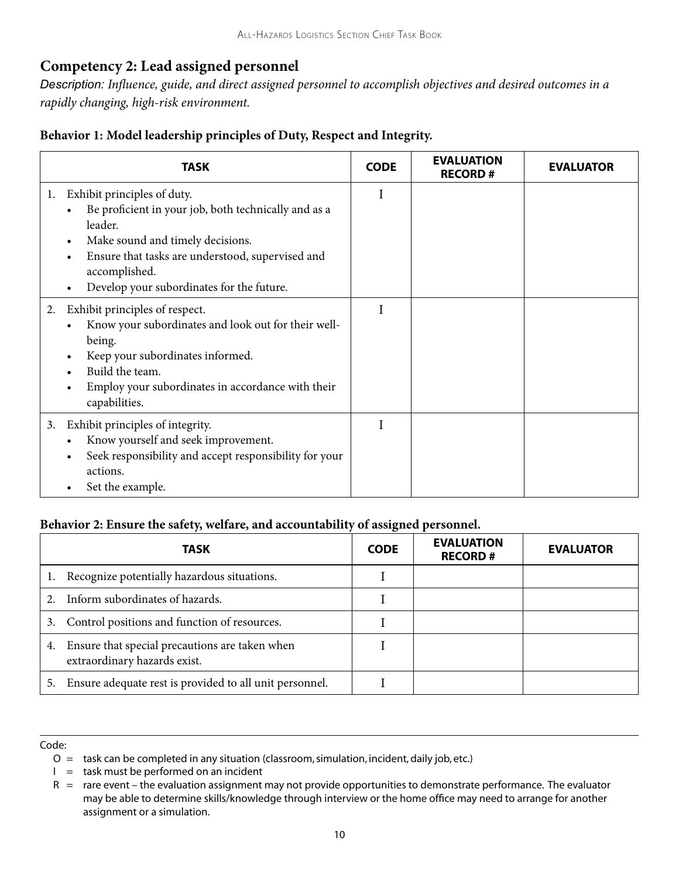## Competency 2: Lead assigned personnel

*Description: Influence, guide, and direct assigned personnel to accomplish objectives and desired outcomes in a rapidly changing, high-risk environment.*

**Behavior 1: Model leadership principles of Duty, Respect and Integrity.**

| TASK | CODE | EVALUATION RECORD # | EVALUATOR |
|---|---|---|---|
| 1. Exhibit principles of duty.<br>• Be proficient in your job, both technically and as a leader.<br>• Make sound and timely decisions.<br>• Ensure that tasks are understood, supervised and accomplished.<br>• Develop your subordinates for the future. | I | | |
| 2. Exhibit principles of respect.<br>• Know your subordinates and look out for their well-being.<br>• Keep your subordinates informed.<br>• Build the team.<br>• Employ your subordinates in accordance with their capabilities. | I | | |
| 3. Exhibit principles of integrity.<br>• Know yourself and seek improvement.<br>• Seek responsibility and accept responsibility for your actions.<br>• Set the example. | I | | |

**Behavior 2: Ensure the safety, welfare, and accountability of assigned personnel.**

| TASK | CODE | EVALUATION RECORD # | EVALUATOR |
|---|---|---|---|
| 1. Recognize potentially hazardous situations. | I | | |
| 2. Inform subordinates of hazards. | I | | |
| 3. Control positions and function of resources. | I | | |
| 4. Ensure that special precautions are taken when extraordinary hazards exist. | I | | |
| 5. Ensure adequate rest is provided to all unit personnel. | I | | |

Code:

O = task can be completed in any situation (classroom, simulation, incident, daily job, etc.)

I = task must be performed on an incident

R = rare event – the evaluation assignment may not provide opportunities to demonstrate performance. The evaluator may be able to determine skills/knowledge through interview or the home office may need to arrange for another assignment or a simulation.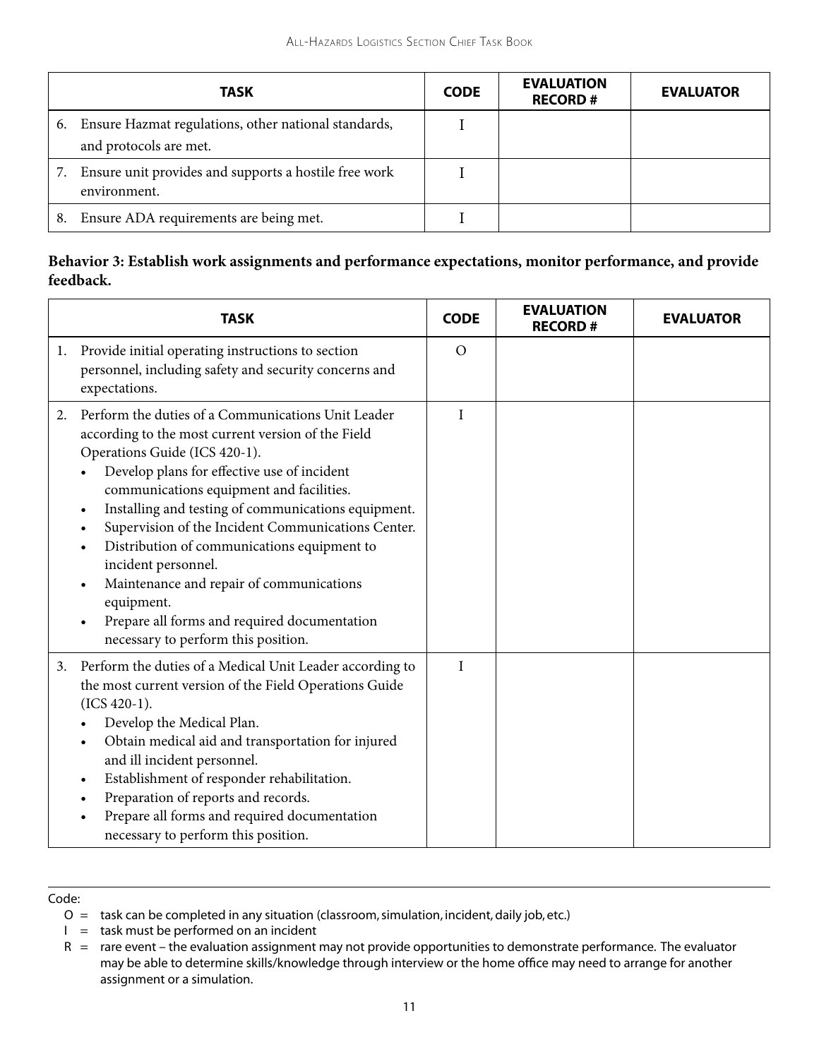| TASK | CODE | EVALUATION RECORD # | EVALUATOR |
|---|---|---|---|
| 6. Ensure Hazmat regulations, other national standards, and protocols are met. | I | | |
| 7. Ensure unit provides and supports a hostile free work environment. | I | | |
| 8. Ensure ADA requirements are being met. | I | | |

**Behavior 3: Establish work assignments and performance expectations, monitor performance, and provide feedback.**

| TASK | CODE | EVALUATION RECORD # | EVALUATOR |
|---|---|---|---|
| 1. Provide initial operating instructions to section personnel, including safety and security concerns and expectations. | O | | |
| 2. Perform the duties of a Communications Unit Leader according to the most current version of the Field Operations Guide (ICS 420-1).<br>• Develop plans for effective use of incident communications equipment and facilities.<br>• Installing and testing of communications equipment.<br>• Supervision of the Incident Communications Center.<br>• Distribution of communications equipment to incident personnel.<br>• Maintenance and repair of communications equipment.<br>• Prepare all forms and required documentation necessary to perform this position. | I | | |
| 3. Perform the duties of a Medical Unit Leader according to the most current version of the Field Operations Guide (ICS 420-1).<br>• Develop the Medical Plan.<br>• Obtain medical aid and transportation for injured and ill incident personnel.<br>• Establishment of responder rehabilitation.<br>• Preparation of reports and records.<br>• Prepare all forms and required documentation necessary to perform this position. | I | | |

Code:

O = task can be completed in any situation (classroom, simulation, incident, daily job, etc.)

I = task must be performed on an incident

R = rare event – the evaluation assignment may not provide opportunities to demonstrate performance. The evaluator may be able to determine skills/knowledge through interview or the home office may need to arrange for another assignment or a simulation.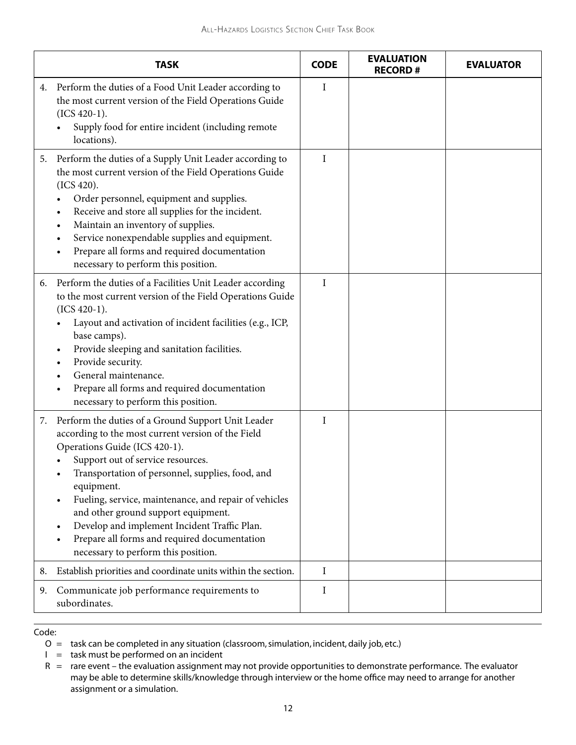| TASK | CODE | EVALUATION RECORD # | EVALUATOR |
|---|---|---|---|
| 4. Perform the duties of a Food Unit Leader according to the most current version of the Field Operations Guide (ICS 420-1).<br>• Supply food for entire incident (including remote locations). | I | | |
| 5. Perform the duties of a Supply Unit Leader according to the most current version of the Field Operations Guide (ICS 420).<br>• Order personnel, equipment and supplies.<br>• Receive and store all supplies for the incident.<br>• Maintain an inventory of supplies.<br>• Service nonexpendable supplies and equipment.<br>• Prepare all forms and required documentation necessary to perform this position. | I | | |
| 6. Perform the duties of a Facilities Unit Leader according to the most current version of the Field Operations Guide (ICS 420-1).<br>• Layout and activation of incident facilities (e.g., ICP, base camps).<br>• Provide sleeping and sanitation facilities.<br>• Provide security.<br>• General maintenance.<br>• Prepare all forms and required documentation necessary to perform this position. | I | | |
| 7. Perform the duties of a Ground Support Unit Leader according to the most current version of the Field Operations Guide (ICS 420-1).<br>• Support out of service resources.<br>• Transportation of personnel, supplies, food, and equipment.<br>• Fueling, service, maintenance, and repair of vehicles and other ground support equipment.<br>• Develop and implement Incident Traffic Plan.<br>• Prepare all forms and required documentation necessary to perform this position. | I | | |
| 8. Establish priorities and coordinate units within the section. | I | | |
| 9. Communicate job performance requirements to subordinates. | I | | |

Code:

O = task can be completed in any situation (classroom, simulation, incident, daily job, etc.)

I = task must be performed on an incident

R = rare event – the evaluation assignment may not provide opportunities to demonstrate performance. The evaluator may be able to determine skills/knowledge through interview or the home office may need to arrange for another assignment or a simulation.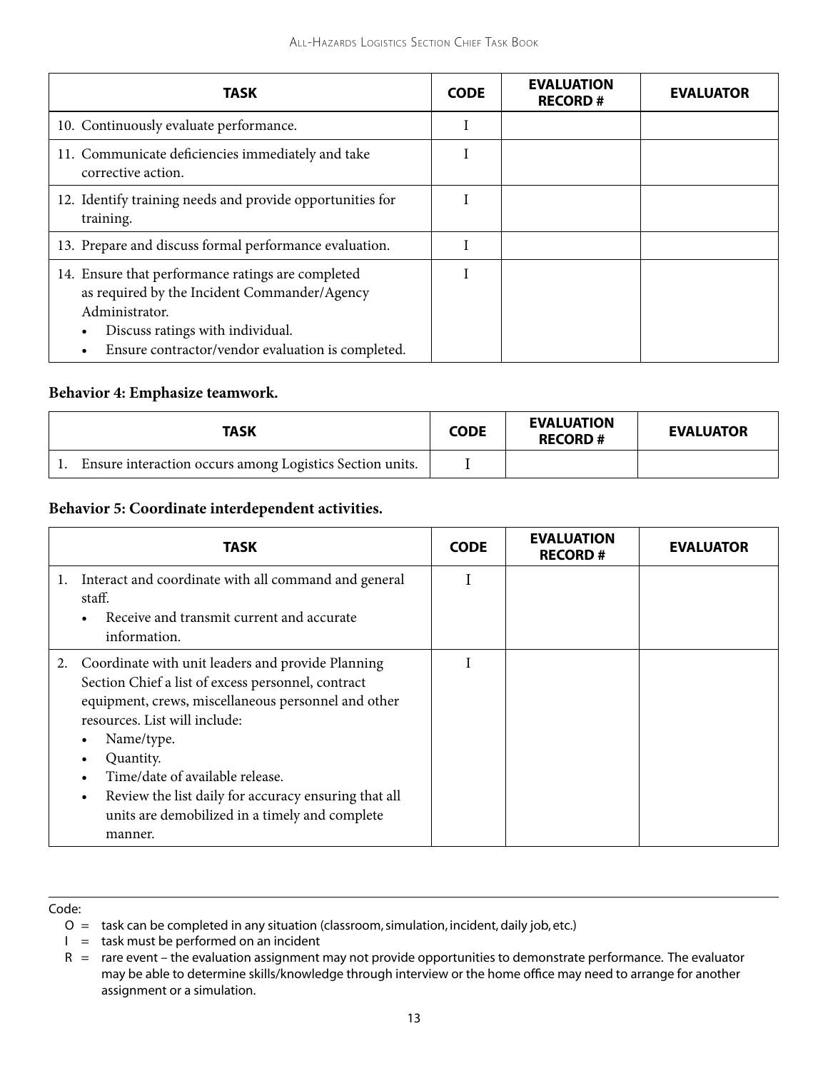| TASK | CODE | EVALUATION RECORD # | EVALUATOR |
|---|---|---|---|
| 10. Continuously evaluate performance. | I | | |
| 11. Communicate deficiencies immediately and take corrective action. | I | | |
| 12. Identify training needs and provide opportunities for training. | I | | |
| 13. Prepare and discuss formal performance evaluation. | I | | |
| 14. Ensure that performance ratings are completed as required by the Incident Commander/Agency Administrator. <br>• Discuss ratings with individual. <br>• Ensure contractor/vendor evaluation is completed. | I | | |

**Behavior 4: Emphasize teamwork.**

| TASK | CODE | EVALUATION RECORD # | EVALUATOR |
|---|---|---|---|
| 1. Ensure interaction occurs among Logistics Section units. | I | | |

**Behavior 5: Coordinate interdependent activities.**

| TASK | CODE | EVALUATION RECORD # | EVALUATOR |
|---|---|---|---|
| 1. Interact and coordinate with all command and general staff. <br>• Receive and transmit current and accurate information. | I | | |
| 2. Coordinate with unit leaders and provide Planning Section Chief a list of excess personnel, contract equipment, crews, miscellaneous personnel and other resources. List will include: <br>• Name/type. <br>• Quantity. <br>• Time/date of available release. <br>• Review the list daily for accuracy ensuring that all units are demobilized in a timely and complete manner. | I | | |

Code:

O = task can be completed in any situation (classroom, simulation, incident, daily job, etc.)

I = task must be performed on an incident

R = rare event – the evaluation assignment may not provide opportunities to demonstrate performance. The evaluator may be able to determine skills/knowledge through interview or the home office may need to arrange for another assignment or a simulation.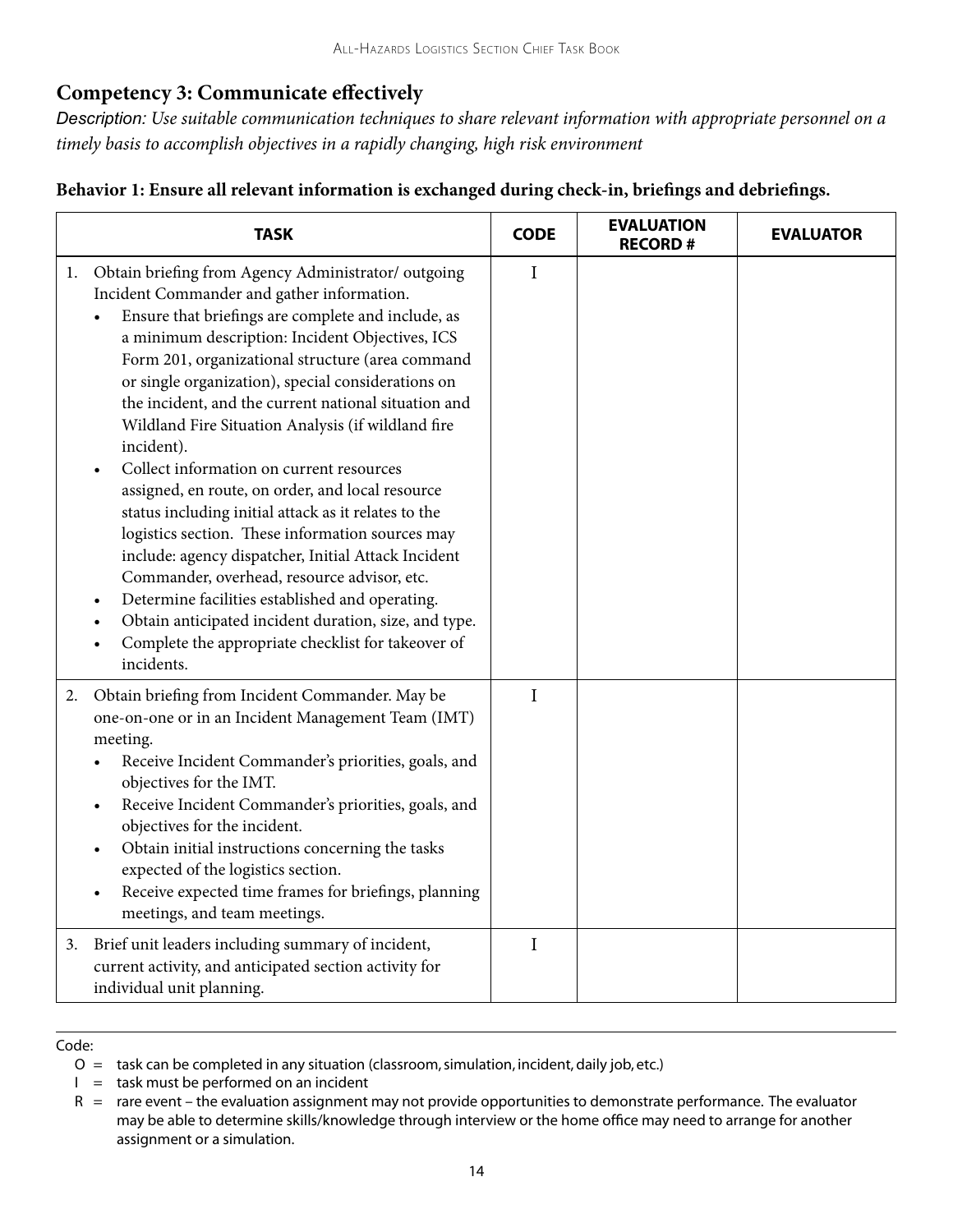## Competency 3: Communicate effectively

*Description: Use suitable communication techniques to share relevant information with appropriate personnel on a timely basis to accomplish objectives in a rapidly changing, high risk environment*

**Behavior 1: Ensure all relevant information is exchanged during check-in, briefings and debriefings.**

| TASK | CODE | EVALUATION RECORD # | EVALUATOR |
|---|---|---|---|
| 1. Obtain briefing from Agency Administrator/ outgoing Incident Commander and gather information.<br>• Ensure that briefings are complete and include, as a minimum description: Incident Objectives, ICS Form 201, organizational structure (area command or single organization), special considerations on the incident, and the current national situation and Wildland Fire Situation Analysis (if wildland fire incident).<br>• Collect information on current resources assigned, en route, on order, and local resource status including initial attack as it relates to the logistics section. These information sources may include: agency dispatcher, Initial Attack Incident Commander, overhead, resource advisor, etc.<br>• Determine facilities established and operating.<br>• Obtain anticipated incident duration, size, and type.<br>• Complete the appropriate checklist for takeover of incidents. | I | | |
| 2. Obtain briefing from Incident Commander. May be one-on-one or in an Incident Management Team (IMT) meeting.<br>• Receive Incident Commander's priorities, goals, and objectives for the IMT.<br>• Receive Incident Commander's priorities, goals, and objectives for the incident.<br>• Obtain initial instructions concerning the tasks expected of the logistics section.<br>• Receive expected time frames for briefings, planning meetings, and team meetings. | I | | |
| 3. Brief unit leaders including summary of incident, current activity, and anticipated section activity for individual unit planning. | I | | |

Code:

O = task can be completed in any situation (classroom, simulation, incident, daily job, etc.)

I = task must be performed on an incident

R = rare event – the evaluation assignment may not provide opportunities to demonstrate performance. The evaluator may be able to determine skills/knowledge through interview or the home office may need to arrange for another assignment or a simulation.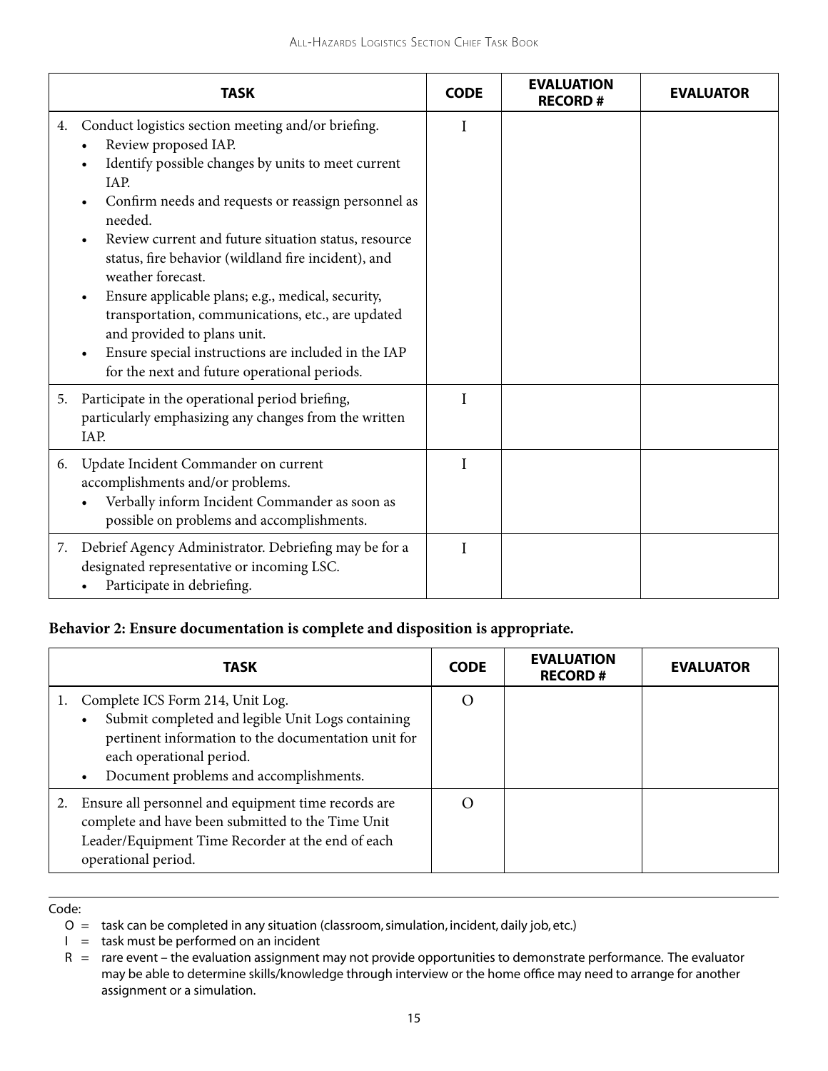| TASK | CODE | EVALUATION RECORD # | EVALUATOR |
|---|---|---|---|
| 4. Conduct logistics section meeting and/or briefing.<br>• Review proposed IAP.<br>• Identify possible changes by units to meet current IAP.<br>• Confirm needs and requests or reassign personnel as needed.<br>• Review current and future situation status, resource status, fire behavior (wildland fire incident), and weather forecast.<br>• Ensure applicable plans; e.g., medical, security, transportation, communications, etc., are updated and provided to plans unit.<br>• Ensure special instructions are included in the IAP for the next and future operational periods. | I | | |
| 5. Participate in the operational period briefing, particularly emphasizing any changes from the written IAP. | I | | |
| 6. Update Incident Commander on current accomplishments and/or problems.<br>• Verbally inform Incident Commander as soon as possible on problems and accomplishments. | I | | |
| 7. Debrief Agency Administrator. Debriefing may be for a designated representative or incoming LSC.<br>• Participate in debriefing. | I | | |

**Behavior 2: Ensure documentation is complete and disposition is appropriate.**

| TASK | CODE | EVALUATION RECORD # | EVALUATOR |
|---|---|---|---|
| 1. Complete ICS Form 214, Unit Log.<br>• Submit completed and legible Unit Logs containing pertinent information to the documentation unit for each operational period.<br>• Document problems and accomplishments. | O | | |
| 2. Ensure all personnel and equipment time records are complete and have been submitted to the Time Unit Leader/Equipment Time Recorder at the end of each operational period. | O | | |

Code:

O = task can be completed in any situation (classroom, simulation, incident, daily job, etc.)

I = task must be performed on an incident

R = rare event – the evaluation assignment may not provide opportunities to demonstrate performance. The evaluator may be able to determine skills/knowledge through interview or the home office may need to arrange for another assignment or a simulation.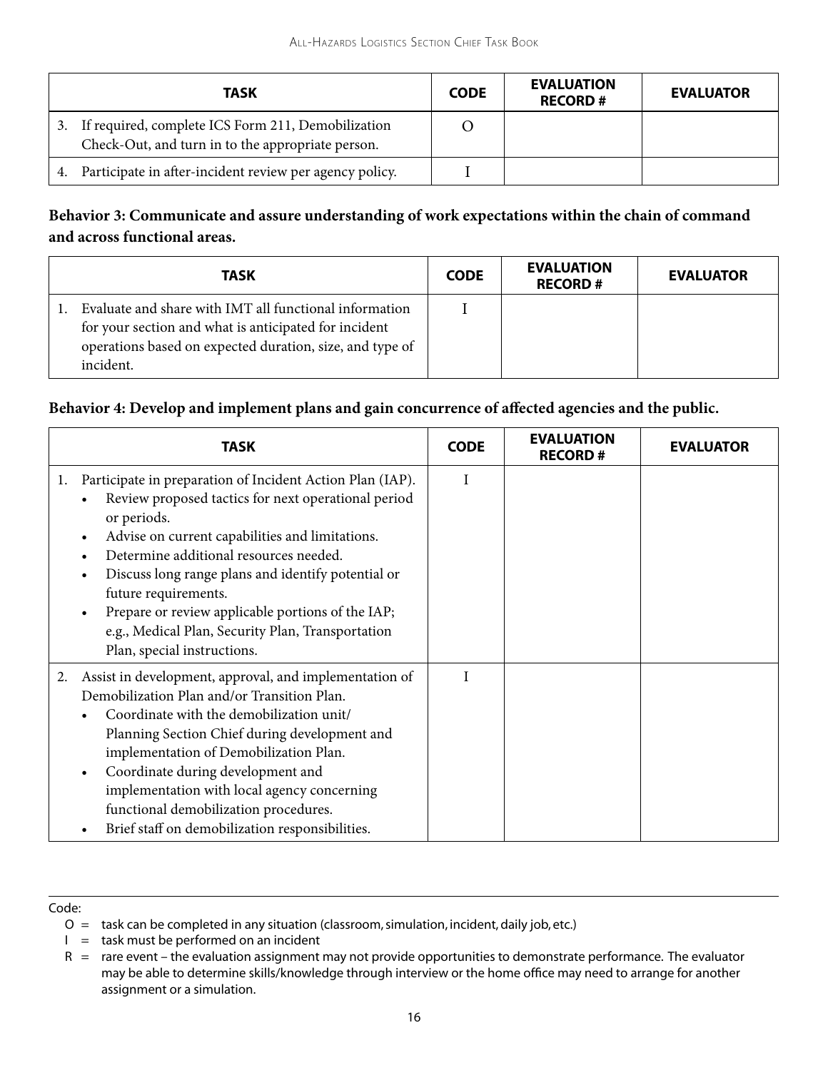| TASK | CODE | EVALUATION RECORD # | EVALUATOR |
|---|---|---|---|
| 3. If required, complete ICS Form 211, Demobilization Check-Out, and turn in to the appropriate person. | O | | |
| 4. Participate in after-incident review per agency policy. | I | | |

**Behavior 3: Communicate and assure understanding of work expectations within the chain of command and across functional areas.**

| TASK | CODE | EVALUATION RECORD # | EVALUATOR |
|---|---|---|---|
| 1. Evaluate and share with IMT all functional information for your section and what is anticipated for incident operations based on expected duration, size, and type of incident. | I | | |

**Behavior 4: Develop and implement plans and gain concurrence of affected agencies and the public.**

| TASK | CODE | EVALUATION RECORD # | EVALUATOR |
|---|---|---|---|
| 1. Participate in preparation of Incident Action Plan (IAP).<br>• Review proposed tactics for next operational period or periods.<br>• Advise on current capabilities and limitations.<br>• Determine additional resources needed.<br>• Discuss long range plans and identify potential or future requirements.<br>• Prepare or review applicable portions of the IAP; e.g., Medical Plan, Security Plan, Transportation Plan, special instructions. | I | | |
| 2. Assist in development, approval, and implementation of Demobilization Plan and/or Transition Plan.<br>• Coordinate with the demobilization unit/ Planning Section Chief during development and implementation of Demobilization Plan.<br>• Coordinate during development and implementation with local agency concerning functional demobilization procedures.<br>• Brief staff on demobilization responsibilities. | I | | |

Code:

O = task can be completed in any situation (classroom, simulation, incident, daily job, etc.)

I = task must be performed on an incident

R = rare event – the evaluation assignment may not provide opportunities to demonstrate performance. The evaluator may be able to determine skills/knowledge through interview or the home office may need to arrange for another assignment or a simulation.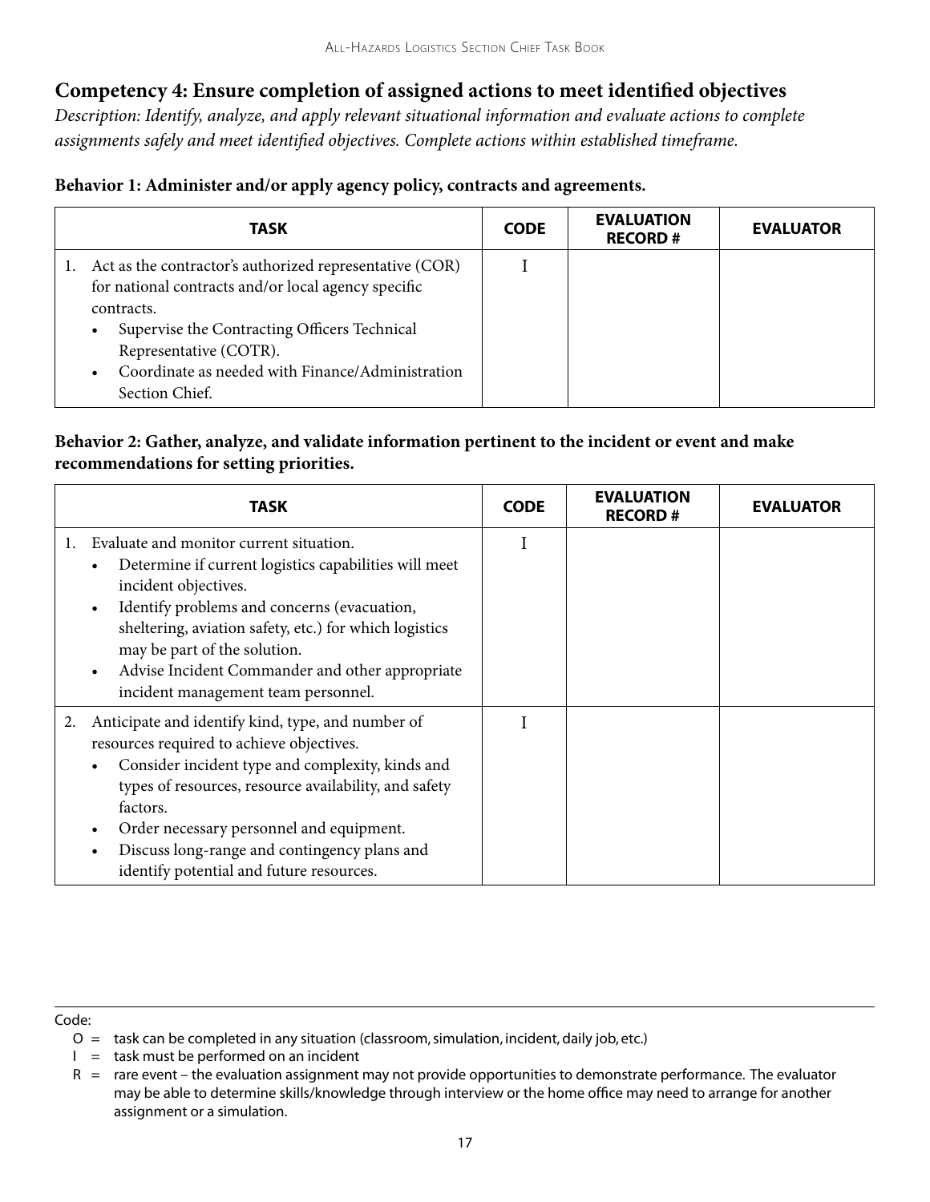## Competency 4: Ensure completion of assigned actions to meet identified objectives

*Description: Identify, analyze, and apply relevant situational information and evaluate actions to complete assignments safely and meet identified objectives. Complete actions within established timeframe.*

### Behavior 1: Administer and/or apply agency policy, contracts and agreements.

| TASK | CODE | EVALUATION RECORD # | EVALUATOR |
|---|---|---|---|
| 1. Act as the contractor's authorized representative (COR) for national contracts and/or local agency specific contracts.<br>• Supervise the Contracting Officers Technical Representative (COTR).<br>• Coordinate as needed with Finance/Administration Section Chief. | I | | |

### Behavior 2: Gather, analyze, and validate information pertinent to the incident or event and make recommendations for setting priorities.

| TASK | CODE | EVALUATION RECORD # | EVALUATOR |
|---|---|---|---|
| 1. Evaluate and monitor current situation.<br>• Determine if current logistics capabilities will meet incident objectives.<br>• Identify problems and concerns (evacuation, sheltering, aviation safety, etc.) for which logistics may be part of the solution.<br>• Advise Incident Commander and other appropriate incident management team personnel. | I | | |
| 2. Anticipate and identify kind, type, and number of resources required to achieve objectives.<br>• Consider incident type and complexity, kinds and types of resources, resource availability, and safety factors.<br>• Order necessary personnel and equipment.<br>• Discuss long-range and contingency plans and identify potential and future resources. | I | | |

Code:

- O = task can be completed in any situation (classroom, simulation, incident, daily job, etc.)
- I = task must be performed on an incident
- R = rare event – the evaluation assignment may not provide opportunities to demonstrate performance. The evaluator may be able to determine skills/knowledge through interview or the home office may need to arrange for another assignment or a simulation.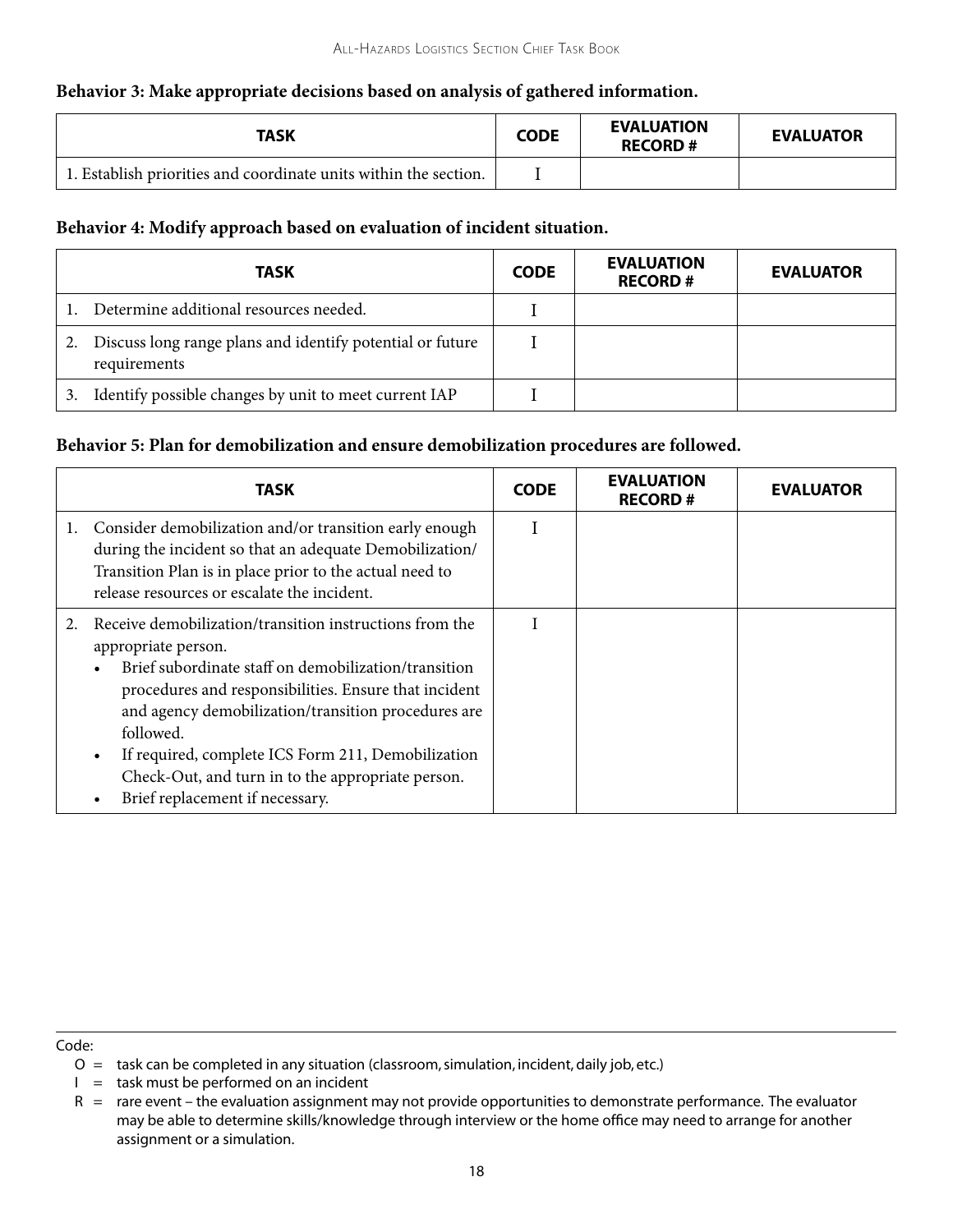### Behavior 3: Make appropriate decisions based on analysis of gathered information.

| TASK | CODE | EVALUATION RECORD # | EVALUATOR |
|---|---|---|---|
| 1. Establish priorities and coordinate units within the section. | I | | |

### Behavior 4: Modify approach based on evaluation of incident situation.

| TASK | CODE | EVALUATION RECORD # | EVALUATOR |
|---|---|---|---|
| 1. Determine additional resources needed. | I | | |
| 2. Discuss long range plans and identify potential or future requirements | I | | |
| 3. Identify possible changes by unit to meet current IAP | I | | |

### Behavior 5: Plan for demobilization and ensure demobilization procedures are followed.

| TASK | CODE | EVALUATION RECORD # | EVALUATOR |
|---|---|---|---|
| 1. Consider demobilization and/or transition early enough during the incident so that an adequate Demobilization/Transition Plan is in place prior to the actual need to release resources or escalate the incident. | I | | |
| 2. Receive demobilization/transition instructions from the appropriate person.<br>• Brief subordinate staff on demobilization/transition procedures and responsibilities. Ensure that incident and agency demobilization/transition procedures are followed.<br>• If required, complete ICS Form 211, Demobilization Check-Out, and turn in to the appropriate person.<br>• Brief replacement if necessary. | I | | |

Code:

O = task can be completed in any situation (classroom, simulation, incident, daily job, etc.)

I = task must be performed on an incident

R = rare event – the evaluation assignment may not provide opportunities to demonstrate performance. The evaluator may be able to determine skills/knowledge through interview or the home office may need to arrange for another assignment or a simulation.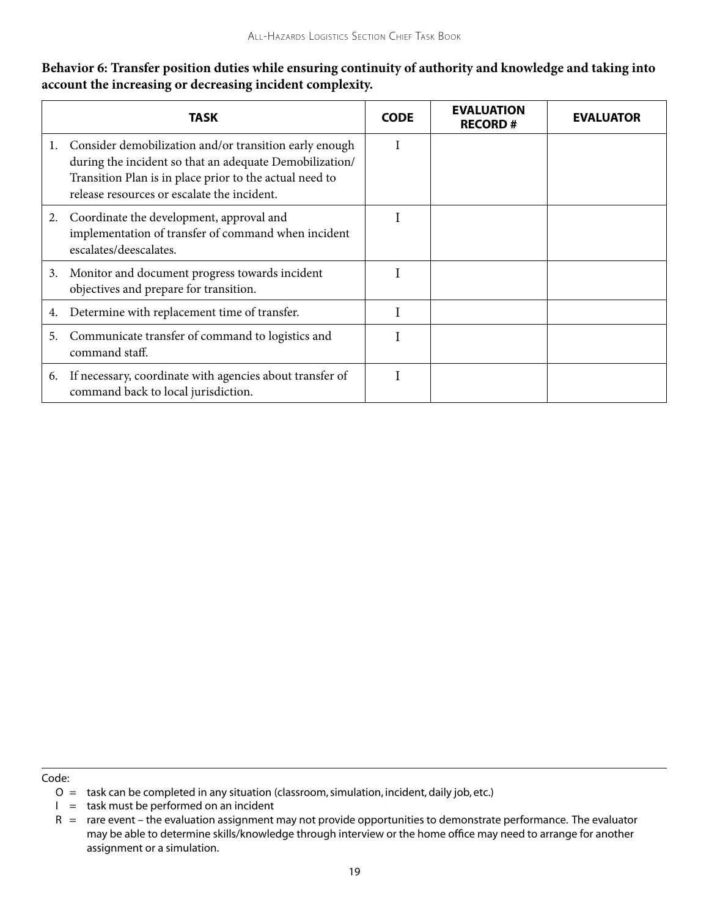**Behavior 6: Transfer position duties while ensuring continuity of authority and knowledge and taking into account the increasing or decreasing incident complexity.**

| TASK | CODE | EVALUATION RECORD # | EVALUATOR |
|---|---|---|---|
| 1. Consider demobilization and/or transition early enough during the incident so that an adequate Demobilization/Transition Plan is in place prior to the actual need to release resources or escalate the incident. | I | | |
| 2. Coordinate the development, approval and implementation of transfer of command when incident escalates/deescalates. | I | | |
| 3. Monitor and document progress towards incident objectives and prepare for transition. | I | | |
| 4. Determine with replacement time of transfer. | I | | |
| 5. Communicate transfer of command to logistics and command staff. | I | | |
| 6. If necessary, coordinate with agencies about transfer of command back to local jurisdiction. | I | | |

Code:

- O = task can be completed in any situation (classroom, simulation, incident, daily job, etc.)
- I = task must be performed on an incident
- R = rare event – the evaluation assignment may not provide opportunities to demonstrate performance. The evaluator may be able to determine skills/knowledge through interview or the home office may need to arrange for another assignment or a simulation.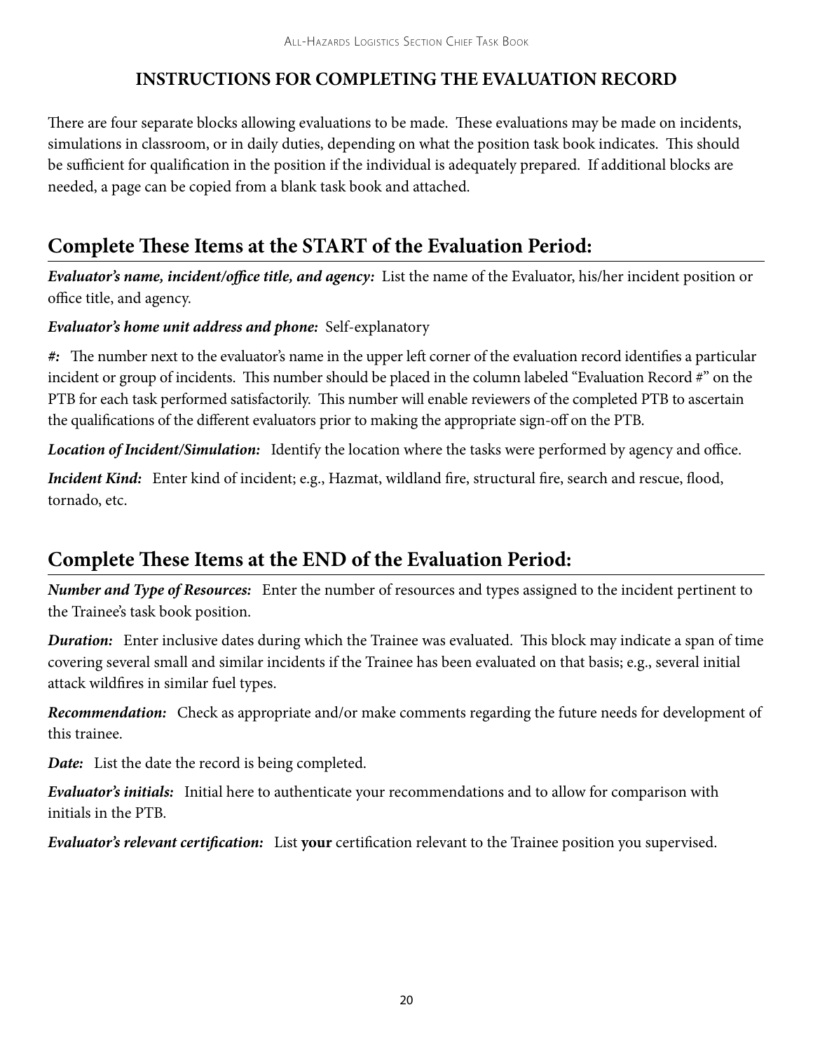# INSTRUCTIONS FOR COMPLETING THE EVALUATION RECORD

There are four separate blocks allowing evaluations to be made. These evaluations may be made on incidents, simulations in classroom, or in daily duties, depending on what the position task book indicates. This should be sufficient for qualification in the position if the individual is adequately prepared. If additional blocks are needed, a page can be copied from a blank task book and attached.

## Complete These Items at the START of the Evaluation Period:

***Evaluator's name, incident/office title, and agency:*** List the name of the Evaluator, his/her incident position or office title, and agency.

***Evaluator's home unit address and phone:*** Self-explanatory

***#:*** The number next to the evaluator's name in the upper left corner of the evaluation record identifies a particular incident or group of incidents. This number should be placed in the column labeled "Evaluation Record #" on the PTB for each task performed satisfactorily. This number will enable reviewers of the completed PTB to ascertain the qualifications of the different evaluators prior to making the appropriate sign-off on the PTB.

***Location of Incident/Simulation:*** Identify the location where the tasks were performed by agency and office.

***Incident Kind:*** Enter kind of incident; e.g., Hazmat, wildland fire, structural fire, search and rescue, flood, tornado, etc.

## Complete These Items at the END of the Evaluation Period:

***Number and Type of Resources:*** Enter the number of resources and types assigned to the incident pertinent to the Trainee's task book position.

***Duration:*** Enter inclusive dates during which the Trainee was evaluated. This block may indicate a span of time covering several small and similar incidents if the Trainee has been evaluated on that basis; e.g., several initial attack wildfires in similar fuel types.

***Recommendation:*** Check as appropriate and/or make comments regarding the future needs for development of this trainee.

***Date:*** List the date the record is being completed.

***Evaluator's initials:*** Initial here to authenticate your recommendations and to allow for comparison with initials in the PTB.

***Evaluator's relevant certification:*** List **your** certification relevant to the Trainee position you supervised.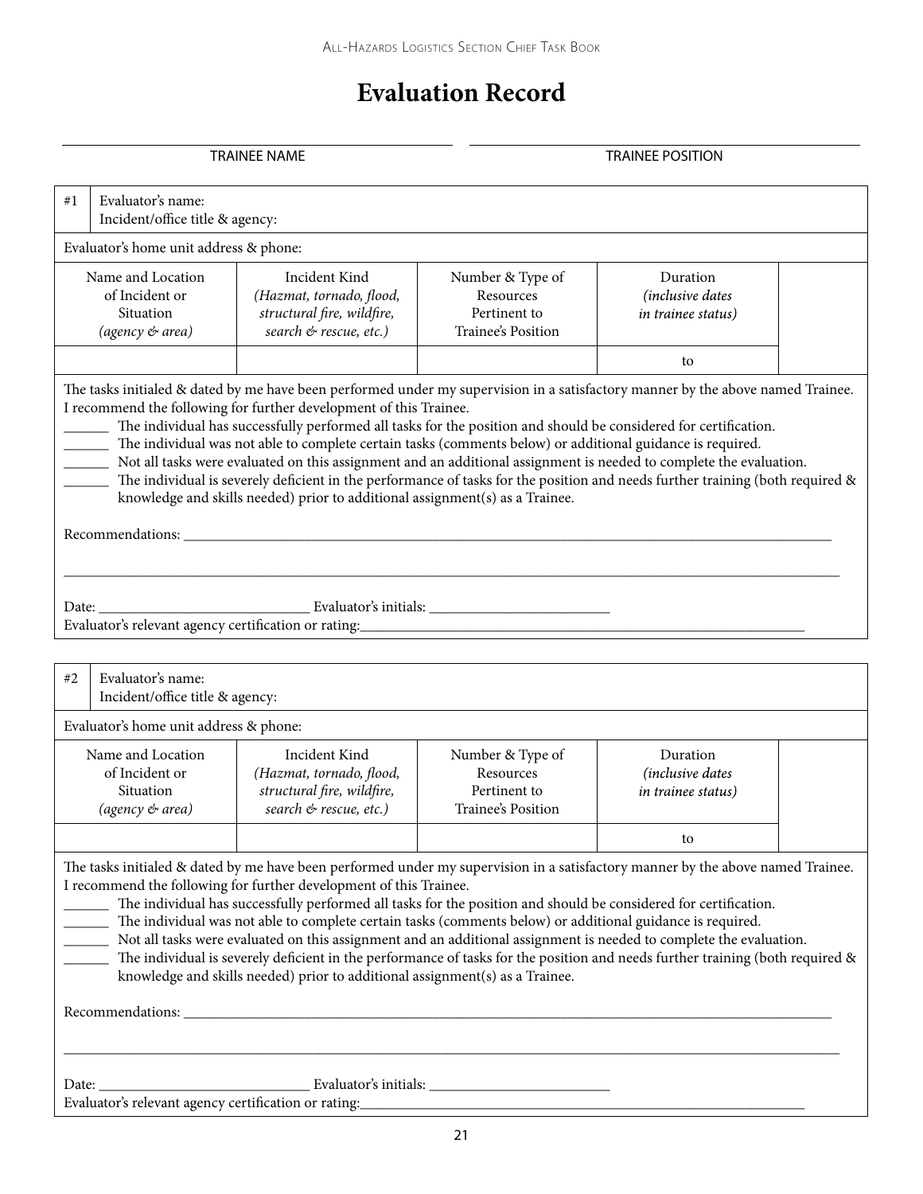// Evaluation Record

_______________________________ TRAINEE NAME

_______________________________ TRAINEE POSITION

| #1 | Evaluator's name:<br>Incident/office title & agency: |
|---|---|

Evaluator's home unit address & phone:

| Name and Location of Incident or Situation *(agency & area)* | Incident Kind *(Hazmat, tornado, flood, structural fire, wildfire, search & rescue, etc.)* | Number & Type of Resources Pertinent to Trainee's Position | Duration *(inclusive dates in trainee status)* | |
|---|---|---|---|---|
| | | | to | |

The tasks initialed & dated by me have been performed under my supervision in a satisfactory manner by the above named Trainee. I recommend the following for further development of this Trainee.

______ The individual has successfully performed all tasks for the position and should be considered for certification.
______ The individual was not able to complete certain tasks (comments below) or additional guidance is required.
______ Not all tasks were evaluated on this assignment and an additional assignment is needed to complete the evaluation.
______ The individual is severely deficient in the performance of tasks for the position and needs further training (both required & knowledge and skills needed) prior to additional assignment(s) as a Trainee.

Recommendations: ________________________________________________________________________________

________________________________________________________________________________________________

Date: ____________________________ Evaluator's initials: ________________________
Evaluator's relevant agency certification or rating: ____________________________________________________

| #2 | Evaluator's name:<br>Incident/office title & agency: |
|---|---|

Evaluator's home unit address & phone:

| Name and Location of Incident or Situation *(agency & area)* | Incident Kind *(Hazmat, tornado, flood, structural fire, wildfire, search & rescue, etc.)* | Number & Type of Resources Pertinent to Trainee's Position | Duration *(inclusive dates in trainee status)* | |
|---|---|---|---|---|
| | | | to | |

The tasks initialed & dated by me have been performed under my supervision in a satisfactory manner by the above named Trainee. I recommend the following for further development of this Trainee.

______ The individual has successfully performed all tasks for the position and should be considered for certification.
______ The individual was not able to complete certain tasks (comments below) or additional guidance is required.
______ Not all tasks were evaluated on this assignment and an additional assignment is needed to complete the evaluation.
______ The individual is severely deficient in the performance of tasks for the position and needs further training (both required & knowledge and skills needed) prior to additional assignment(s) as a Trainee.

Recommendations: ________________________________________________________________________________

________________________________________________________________________________________________

Date: ____________________________ Evaluator's initials: ________________________
Evaluator's relevant agency certification or rating: ____________________________________________________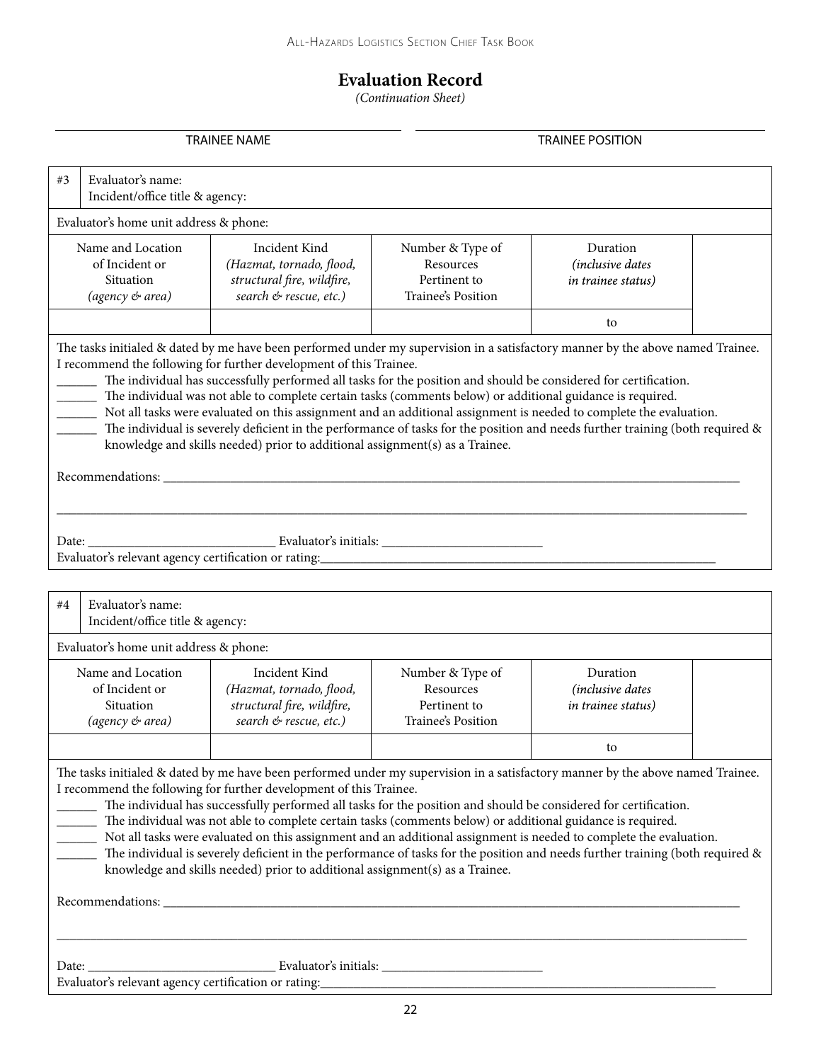# Evaluation Record

*(Continuation Sheet)*

______________________________ ______________________________

TRAINEE NAME TRAINEE POSITION

| #3 | Evaluator's name:<br>Incident/office title & agency: | | | |
|---|---|---|---|---|
| Evaluator's home unit address & phone: | | | | |
| Name and Location of Incident or Situation *(agency & area)* | Incident Kind *(Hazmat, tornado, flood, structural fire, wildfire, search & rescue, etc.)* | Number & Type of Resources Pertinent to Trainee's Position | Duration *(inclusive dates in trainee status)* | |
| | | | to | |

The tasks initialed & dated by me have been performed under my supervision in a satisfactory manner by the above named Trainee. I recommend the following for further development of this Trainee.

______ The individual has successfully performed all tasks for the position and should be considered for certification.
______ The individual was not able to complete certain tasks (comments below) or additional guidance is required.
______ Not all tasks were evaluated on this assignment and an additional assignment is needed to complete the evaluation.
______ The individual is severely deficient in the performance of tasks for the position and needs further training (both required & knowledge and skills needed) prior to additional assignment(s) as a Trainee.

Recommendations: ______________________________________________________________________________

__________________________________________________________________________________________

Date: __________________________ Evaluator's initials: ______________________
Evaluator's relevant agency certification or rating:______________________________________________________

| #4 | Evaluator's name:<br>Incident/office title & agency: | | | |
|---|---|---|---|---|
| Evaluator's home unit address & phone: | | | | |
| Name and Location of Incident or Situation *(agency & area)* | Incident Kind *(Hazmat, tornado, flood, structural fire, wildfire, search & rescue, etc.)* | Number & Type of Resources Pertinent to Trainee's Position | Duration *(inclusive dates in trainee status)* | |
| | | | to | |

The tasks initialed & dated by me have been performed under my supervision in a satisfactory manner by the above named Trainee. I recommend the following for further development of this Trainee.

______ The individual has successfully performed all tasks for the position and should be considered for certification.
______ The individual was not able to complete certain tasks (comments below) or additional guidance is required.
______ Not all tasks were evaluated on this assignment and an additional assignment is needed to complete the evaluation.
______ The individual is severely deficient in the performance of tasks for the position and needs further training (both required & knowledge and skills needed) prior to additional assignment(s) as a Trainee.

Recommendations: ______________________________________________________________________________

__________________________________________________________________________________________

Date: __________________________ Evaluator's initials: ______________________
Evaluator's relevant agency certification or rating:______________________________________________________